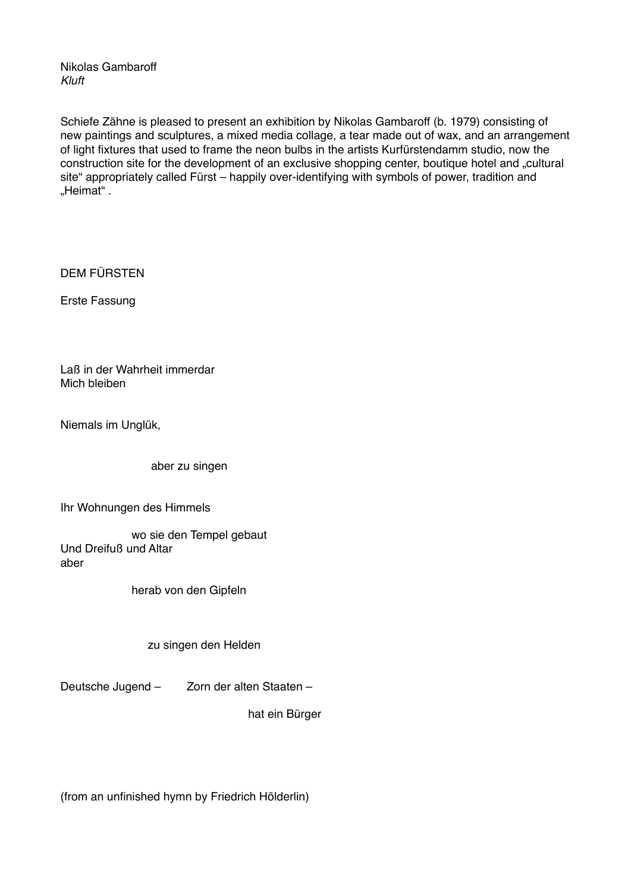Nikolas Gambaroff
*Kluft*

Schiefe Zähne is pleased to present an exhibition by Nikolas Gambaroff (b. 1979) consisting of new paintings and sculptures, a mixed media collage, a tear made out of wax, and an arrangement of light fixtures that used to frame the neon bulbs in the artists Kurfürstendamm studio, now the construction site for the development of an exclusive shopping center, boutique hotel and „cultural site“ appropriately called Fürst – happily over-identifying with symbols of power, tradition and „Heimat“ .

DEM FÜRSTEN

Erste Fassung

Laß in der Wahrheit immerdar
Mich bleiben

Niemals im Unglük,

aber zu singen

Ihr Wohnungen des Himmels

wo sie den Tempel gebaut
Und Dreifuß und Altar
aber

herab von den Gipfeln

zu singen den Helden

Deutsche Jugend – Zorn der alten Staaten –

hat ein Bürger

(from an unfinished hymn by Friedrich Hölderlin)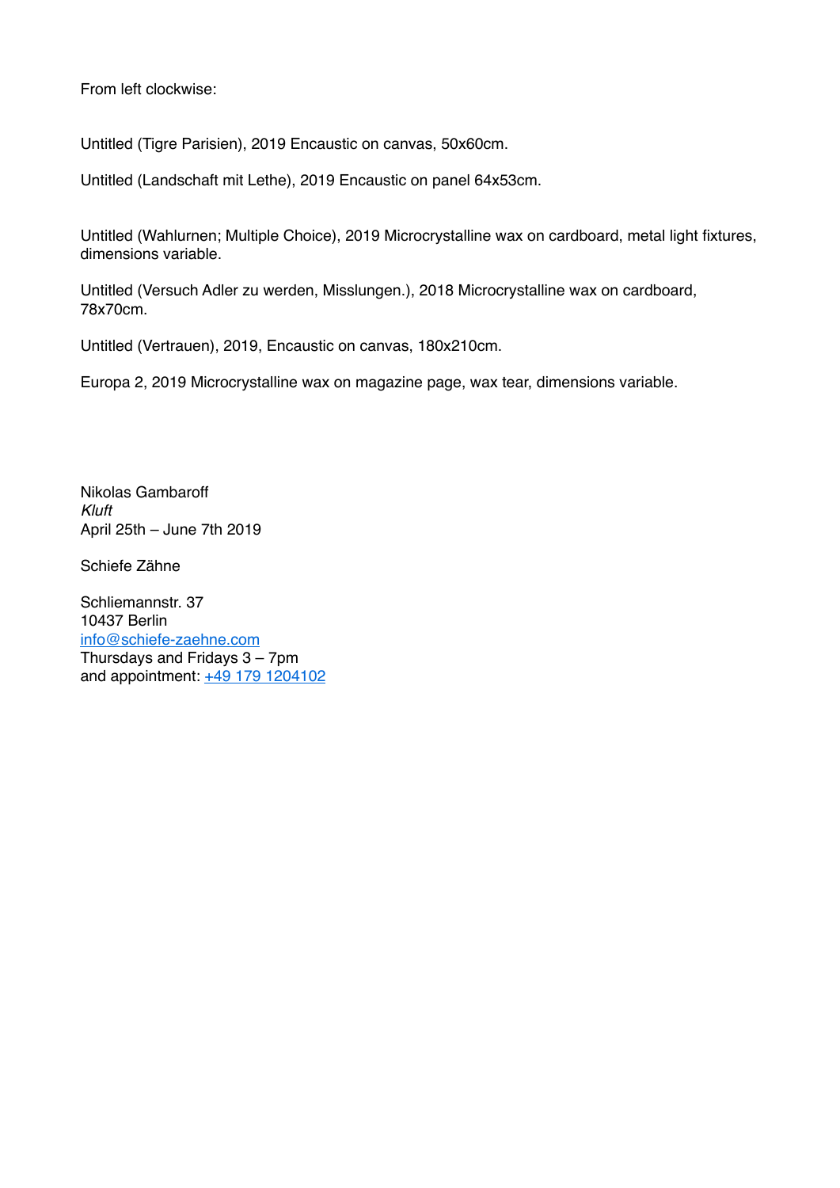From left clockwise:

Untitled (Tigre Parisien), 2019 Encaustic on canvas, 50x60cm.

Untitled (Landschaft mit Lethe), 2019 Encaustic on panel 64x53cm.

Untitled (Wahlurnen; Multiple Choice), 2019 Microcrystalline wax on cardboard, metal light fixtures, dimensions variable.

Untitled (Versuch Adler zu werden, Misslungen.), 2018 Microcrystalline wax on cardboard, 78x70cm.

Untitled (Vertrauen), 2019, Encaustic on canvas, 180x210cm.

Europa 2, 2019 Microcrystalline wax on magazine page, wax tear, dimensions variable.

Nikolas Gambaroff  
*Kluft*  
April 25th – June 7th 2019

Schiefe Zähne

Schliemannstr. 37  
10437 Berlin  
info@schiefe-zaehne.com  
Thursdays and Fridays 3 – 7pm  
and appointment: +49 179 1204102